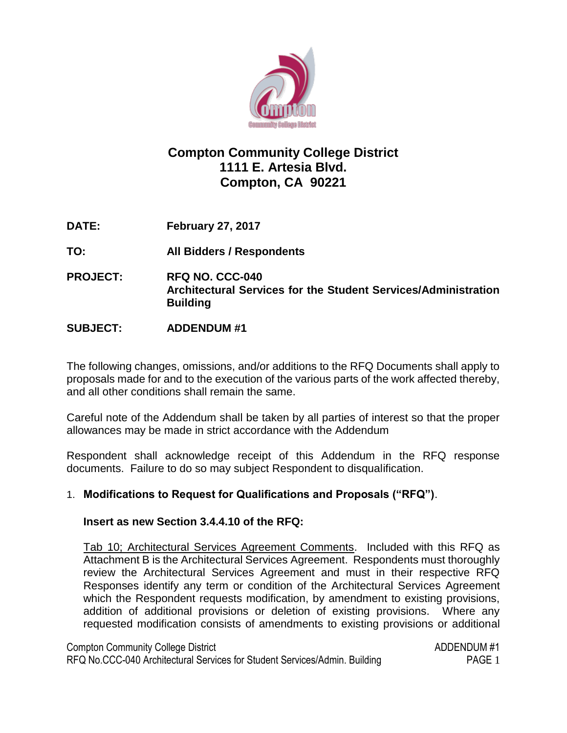# Compton Community College District
## 1111 E. Artesia Blvd.
## Compton, CA 90221

**DATE:** **February 27, 2017**

**TO:** **All Bidders / Respondents**

**PROJECT:** **RFQ NO. CCC-040**
**Architectural Services for the Student Services/Administration Building**

**SUBJECT:** **ADDENDUM #1**

The following changes, omissions, and/or additions to the RFQ Documents shall apply to proposals made for and to the execution of the various parts of the work affected thereby, and all other conditions shall remain the same.

Careful note of the Addendum shall be taken by all parties of interest so that the proper allowances may be made in strict accordance with the Addendum

Respondent shall acknowledge receipt of this Addendum in the RFQ response documents. Failure to do so may subject Respondent to disqualification.

1. **Modifications to Request for Qualifications and Proposals ("RFQ")**.

   **Insert as new Section 3.4.4.10 of the RFQ:**

   Tab 10; Architectural Services Agreement Comments. Included with this RFQ as Attachment B is the Architectural Services Agreement. Respondents must thoroughly review the Architectural Services Agreement and must in their respective RFQ Responses identify any term or condition of the Architectural Services Agreement which the Respondent requests modification, by amendment to existing provisions, addition of additional provisions or deletion of existing provisions. Where any requested modification consists of amendments to existing provisions or additional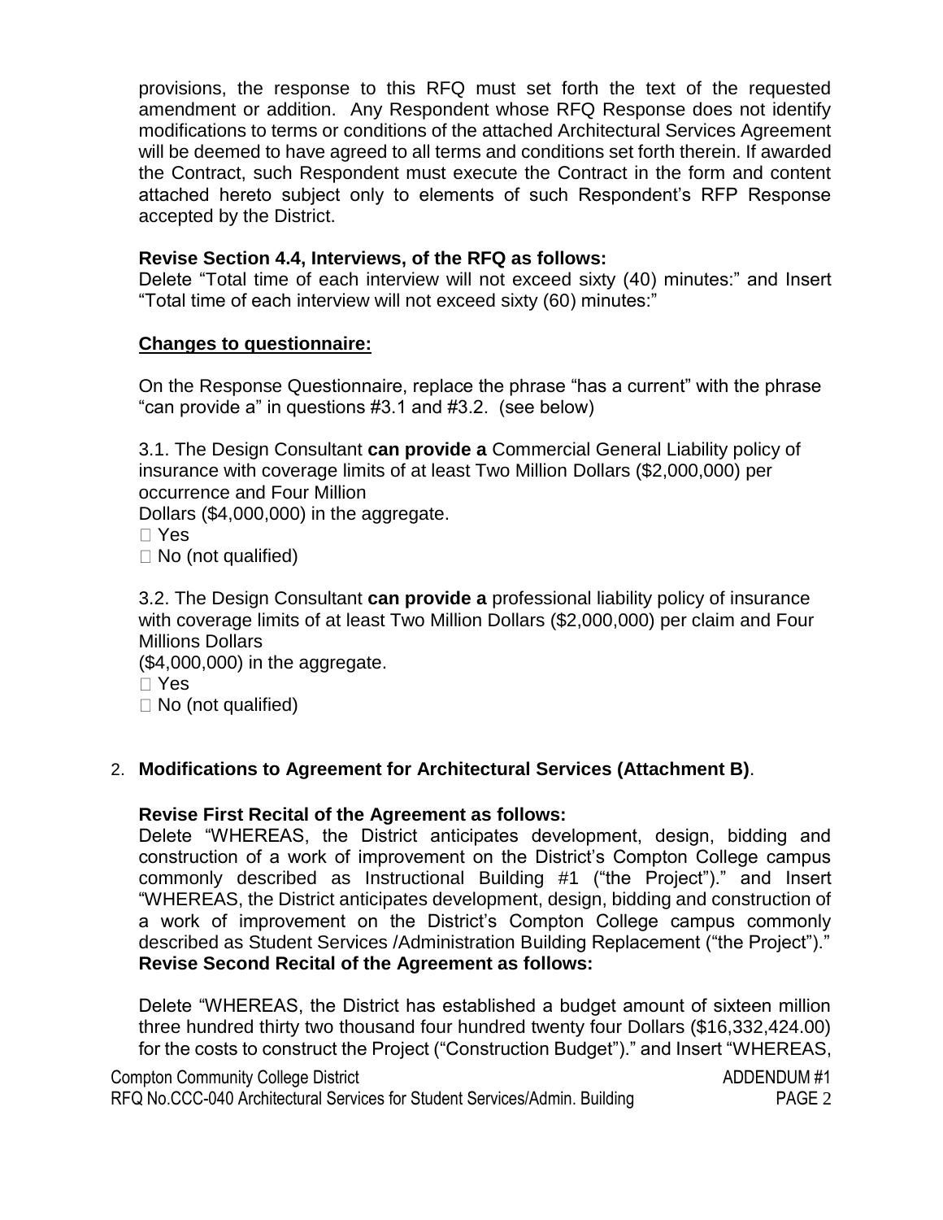provisions, the response to this RFQ must set forth the text of the requested amendment or addition. Any Respondent whose RFQ Response does not identify modifications to terms or conditions of the attached Architectural Services Agreement will be deemed to have agreed to all terms and conditions set forth therein. If awarded the Contract, such Respondent must execute the Contract in the form and content attached hereto subject only to elements of such Respondent's RFP Response accepted by the District.

**Revise Section 4.4, Interviews, of the RFQ as follows:**
Delete "Total time of each interview will not exceed sixty (40) minutes:" and Insert "Total time of each interview will not exceed sixty (60) minutes:"

**Changes to questionnaire:**

On the Response Questionnaire, replace the phrase "has a current" with the phrase "can provide a" in questions #3.1 and #3.2. (see below)

3.1. The Design Consultant **can provide a** Commercial General Liability policy of insurance with coverage limits of at least Two Million Dollars ($2,000,000) per occurrence and Four Million
Dollars ($4,000,000) in the aggregate.
□ Yes
□ No (not qualified)

3.2. The Design Consultant **can provide a** professional liability policy of insurance with coverage limits of at least Two Million Dollars ($2,000,000) per claim and Four Millions Dollars
($4,000,000) in the aggregate.
□ Yes
□ No (not qualified)

2. **Modifications to Agreement for Architectural Services (Attachment B)**.

**Revise First Recital of the Agreement as follows:**
Delete "WHEREAS, the District anticipates development, design, bidding and construction of a work of improvement on the District's Compton College campus commonly described as Instructional Building #1 ("the Project")." and Insert "WHEREAS, the District anticipates development, design, bidding and construction of a work of improvement on the District's Compton College campus commonly described as Student Services /Administration Building Replacement ("the Project")."
**Revise Second Recital of the Agreement as follows:**

Delete "WHEREAS, the District has established a budget amount of sixteen million three hundred thirty two thousand four hundred twenty four Dollars ($16,332,424.00) for the costs to construct the Project ("Construction Budget")." and Insert "WHEREAS,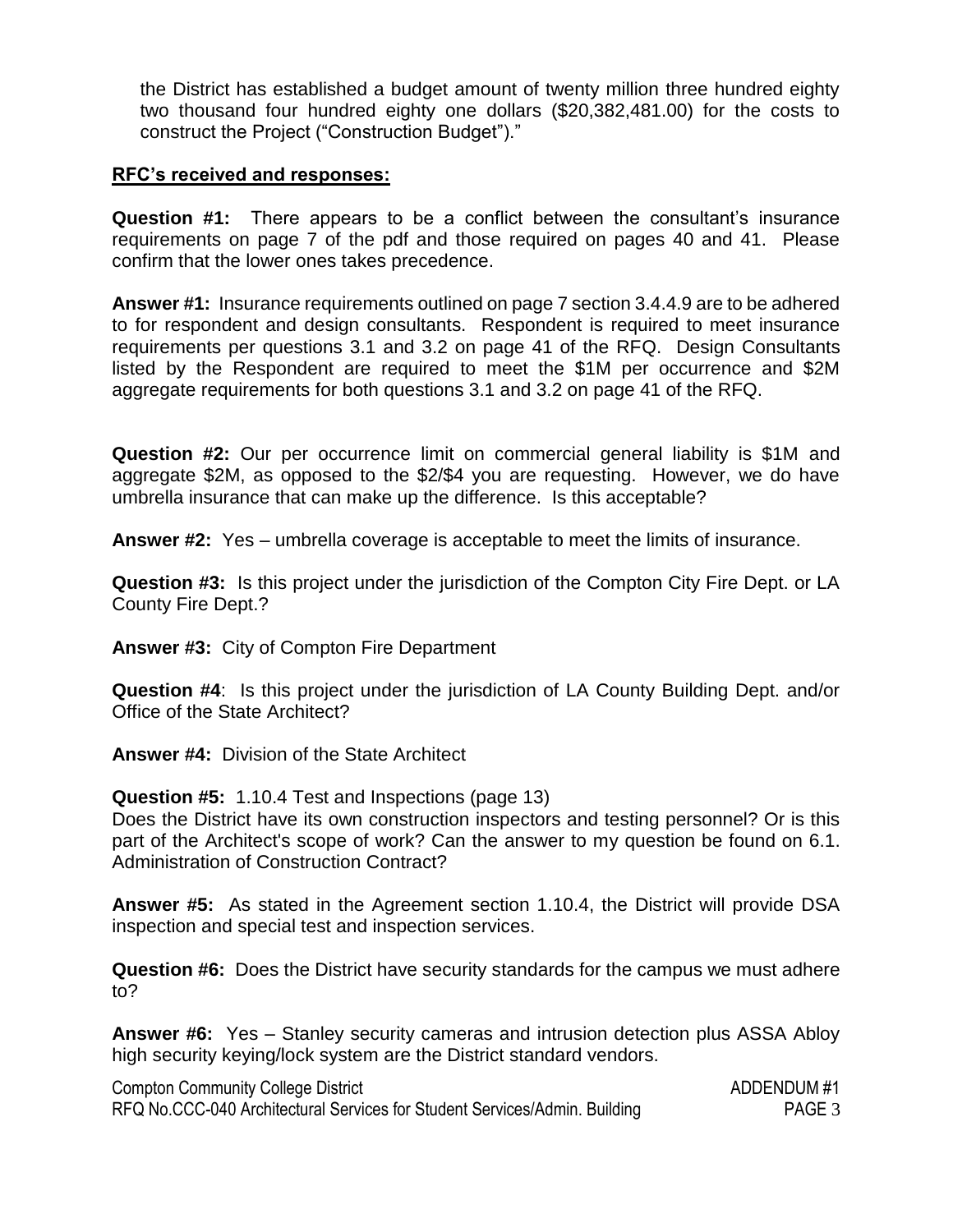the District has established a budget amount of twenty million three hundred eighty two thousand four hundred eighty one dollars ($20,382,481.00) for the costs to construct the Project ("Construction Budget")."

**RFC's received and responses:**

**Question #1:** There appears to be a conflict between the consultant's insurance requirements on page 7 of the pdf and those required on pages 40 and 41. Please confirm that the lower ones takes precedence.

**Answer #1:** Insurance requirements outlined on page 7 section 3.4.4.9 are to be adhered to for respondent and design consultants. Respondent is required to meet insurance requirements per questions 3.1 and 3.2 on page 41 of the RFQ. Design Consultants listed by the Respondent are required to meet the $1M per occurrence and $2M aggregate requirements for both questions 3.1 and 3.2 on page 41 of the RFQ.

**Question #2:** Our per occurrence limit on commercial general liability is $1M and aggregate $2M, as opposed to the $2/$4 you are requesting. However, we do have umbrella insurance that can make up the difference. Is this acceptable?

**Answer #2:** Yes – umbrella coverage is acceptable to meet the limits of insurance.

**Question #3:** Is this project under the jurisdiction of the Compton City Fire Dept. or LA County Fire Dept.?

**Answer #3:** City of Compton Fire Department

**Question #4**: Is this project under the jurisdiction of LA County Building Dept. and/or Office of the State Architect?

**Answer #4:** Division of the State Architect

**Question #5:** 1.10.4 Test and Inspections (page 13)
Does the District have its own construction inspectors and testing personnel? Or is this part of the Architect's scope of work? Can the answer to my question be found on 6.1. Administration of Construction Contract?

**Answer #5:** As stated in the Agreement section 1.10.4, the District will provide DSA inspection and special test and inspection services.

**Question #6:** Does the District have security standards for the campus we must adhere to?

**Answer #6:** Yes – Stanley security cameras and intrusion detection plus ASSA Abloy high security keying/lock system are the District standard vendors.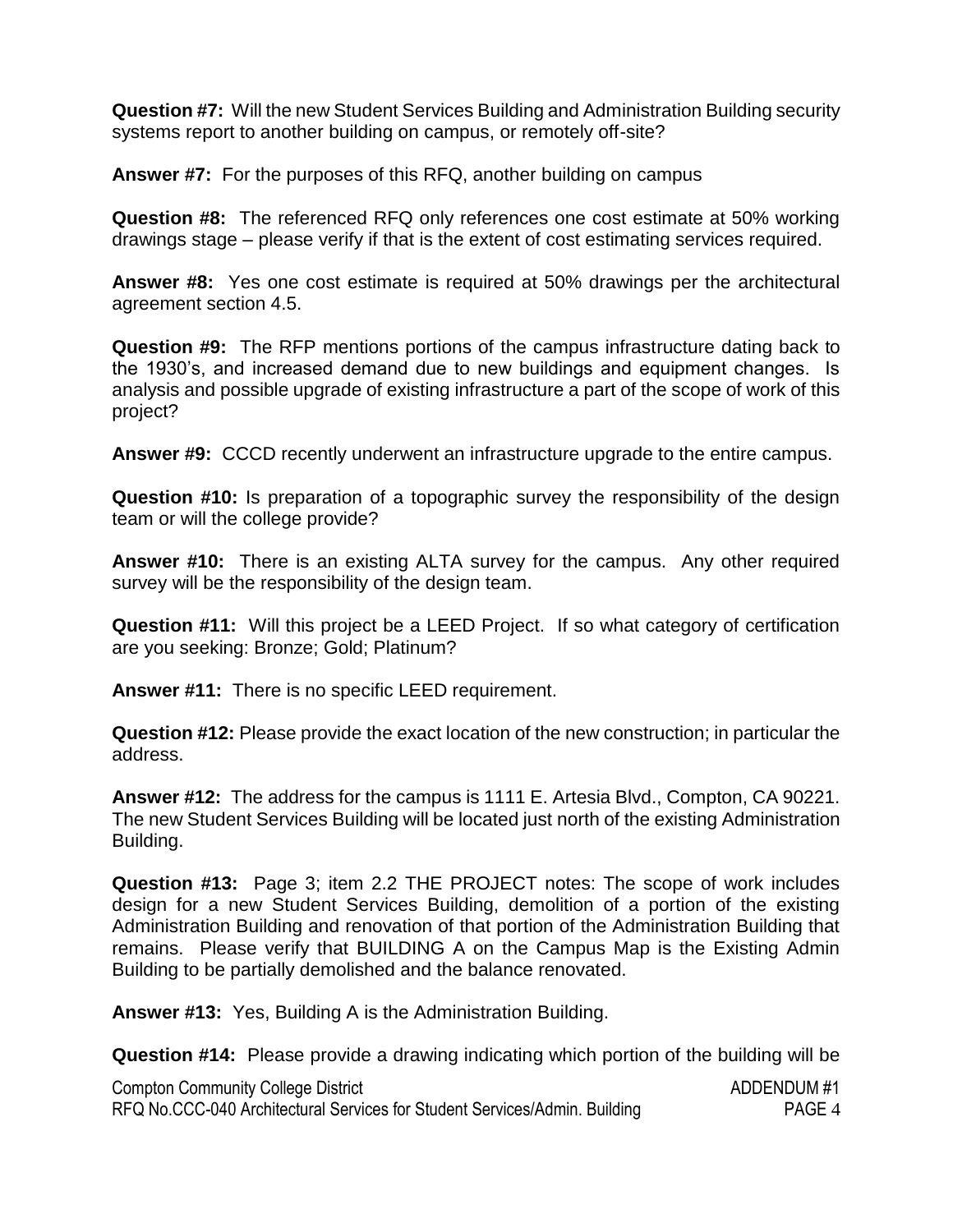**Question #7:** Will the new Student Services Building and Administration Building security systems report to another building on campus, or remotely off-site?

**Answer #7:** For the purposes of this RFQ, another building on campus

**Question #8:** The referenced RFQ only references one cost estimate at 50% working drawings stage – please verify if that is the extent of cost estimating services required.

**Answer #8:** Yes one cost estimate is required at 50% drawings per the architectural agreement section 4.5.

**Question #9:** The RFP mentions portions of the campus infrastructure dating back to the 1930's, and increased demand due to new buildings and equipment changes. Is analysis and possible upgrade of existing infrastructure a part of the scope of work of this project?

**Answer #9:** CCCD recently underwent an infrastructure upgrade to the entire campus.

**Question #10:** Is preparation of a topographic survey the responsibility of the design team or will the college provide?

**Answer #10:** There is an existing ALTA survey for the campus. Any other required survey will be the responsibility of the design team.

**Question #11:** Will this project be a LEED Project. If so what category of certification are you seeking: Bronze; Gold; Platinum?

**Answer #11:** There is no specific LEED requirement.

**Question #12:** Please provide the exact location of the new construction; in particular the address.

**Answer #12:** The address for the campus is 1111 E. Artesia Blvd., Compton, CA 90221. The new Student Services Building will be located just north of the existing Administration Building.

**Question #13:** Page 3; item 2.2 THE PROJECT notes: The scope of work includes design for a new Student Services Building, demolition of a portion of the existing Administration Building and renovation of that portion of the Administration Building that remains. Please verify that BUILDING A on the Campus Map is the Existing Admin Building to be partially demolished and the balance renovated.

**Answer #13:** Yes, Building A is the Administration Building.

**Question #14:** Please provide a drawing indicating which portion of the building will be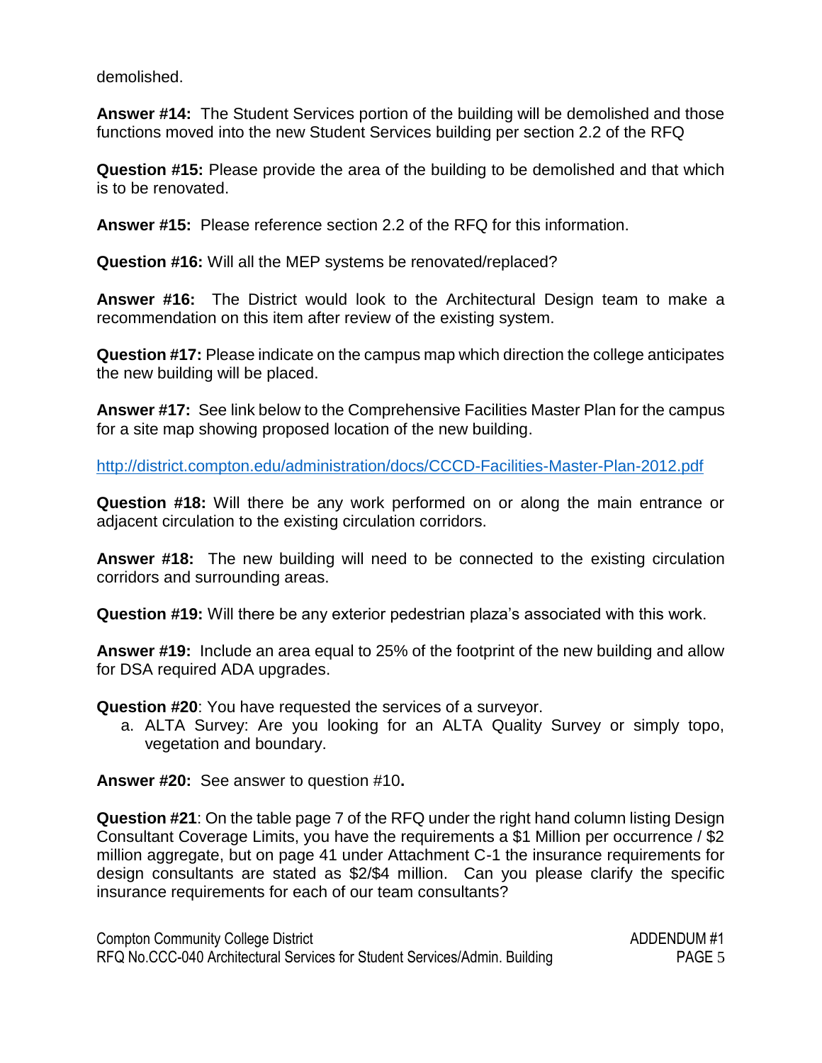demolished.

**Answer #14:** The Student Services portion of the building will be demolished and those functions moved into the new Student Services building per section 2.2 of the RFQ

**Question #15:** Please provide the area of the building to be demolished and that which is to be renovated.

**Answer #15:** Please reference section 2.2 of the RFQ for this information.

**Question #16:** Will all the MEP systems be renovated/replaced?

**Answer #16:** The District would look to the Architectural Design team to make a recommendation on this item after review of the existing system.

**Question #17:** Please indicate on the campus map which direction the college anticipates the new building will be placed.

**Answer #17:** See link below to the Comprehensive Facilities Master Plan for the campus for a site map showing proposed location of the new building.

http://district.compton.edu/administration/docs/CCCD-Facilities-Master-Plan-2012.pdf

**Question #18:** Will there be any work performed on or along the main entrance or adjacent circulation to the existing circulation corridors.

**Answer #18:** The new building will need to be connected to the existing circulation corridors and surrounding areas.

**Question #19:** Will there be any exterior pedestrian plaza's associated with this work.

**Answer #19:** Include an area equal to 25% of the footprint of the new building and allow for DSA required ADA upgrades.

**Question #20**: You have requested the services of a surveyor.

a. ALTA Survey: Are you looking for an ALTA Quality Survey or simply topo, vegetation and boundary.

**Answer #20:** See answer to question #10**.**

**Question #21**: On the table page 7 of the RFQ under the right hand column listing Design Consultant Coverage Limits, you have the requirements a $1 Million per occurrence / $2 million aggregate, but on page 41 under Attachment C-1 the insurance requirements for design consultants are stated as $2/$4 million. Can you please clarify the specific insurance requirements for each of our team consultants?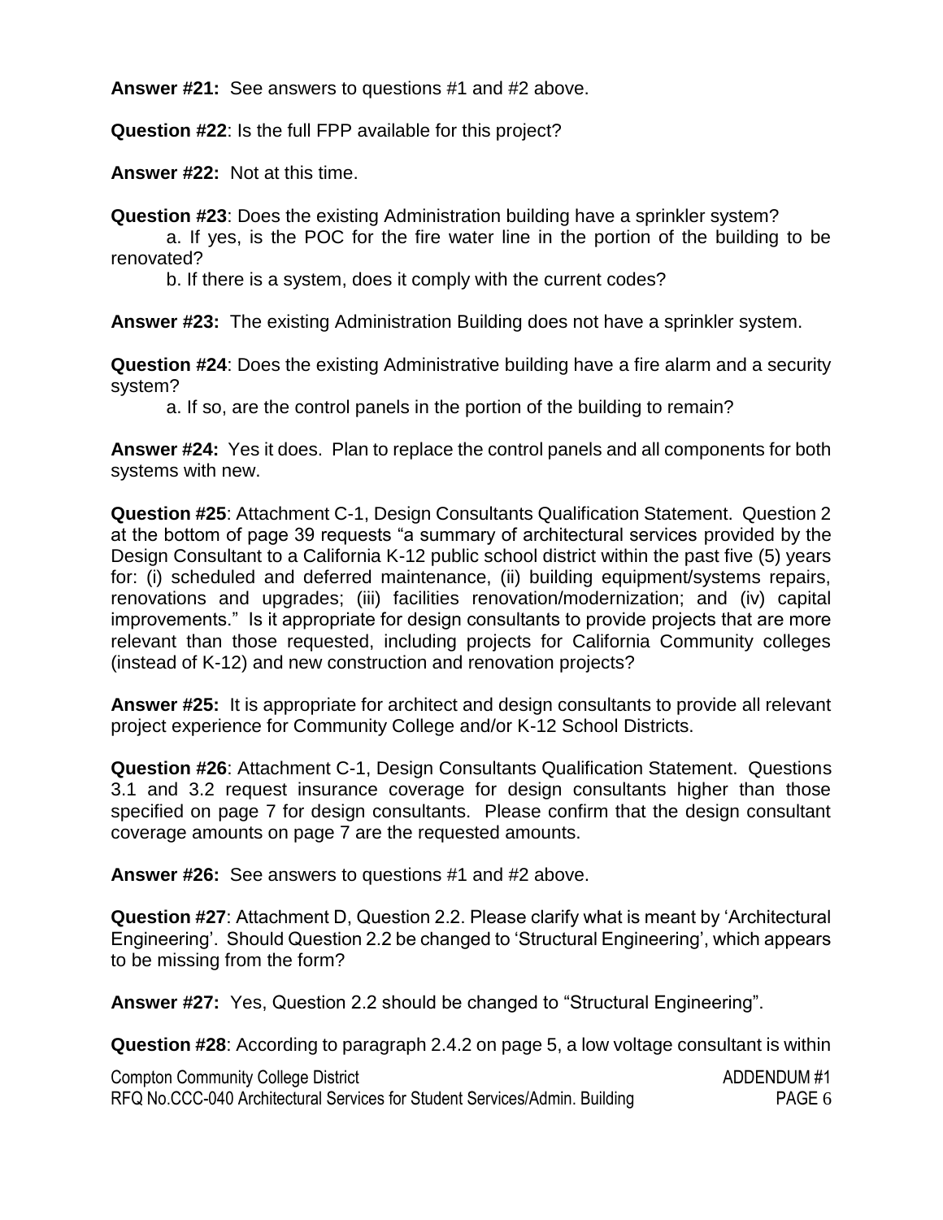**Answer #21:** See answers to questions #1 and #2 above.

**Question #22**: Is the full FPP available for this project?

**Answer #22:** Not at this time.

**Question #23**: Does the existing Administration building have a sprinkler system?

a. If yes, is the POC for the fire water line in the portion of the building to be renovated?

b. If there is a system, does it comply with the current codes?

**Answer #23:** The existing Administration Building does not have a sprinkler system.

**Question #24**: Does the existing Administrative building have a fire alarm and a security system?

a. If so, are the control panels in the portion of the building to remain?

**Answer #24:** Yes it does. Plan to replace the control panels and all components for both systems with new.

**Question #25**: Attachment C-1, Design Consultants Qualification Statement. Question 2 at the bottom of page 39 requests "a summary of architectural services provided by the Design Consultant to a California K-12 public school district within the past five (5) years for: (i) scheduled and deferred maintenance, (ii) building equipment/systems repairs, renovations and upgrades; (iii) facilities renovation/modernization; and (iv) capital improvements." Is it appropriate for design consultants to provide projects that are more relevant than those requested, including projects for California Community colleges (instead of K-12) and new construction and renovation projects?

**Answer #25:** It is appropriate for architect and design consultants to provide all relevant project experience for Community College and/or K-12 School Districts.

**Question #26**: Attachment C-1, Design Consultants Qualification Statement. Questions 3.1 and 3.2 request insurance coverage for design consultants higher than those specified on page 7 for design consultants. Please confirm that the design consultant coverage amounts on page 7 are the requested amounts.

**Answer #26:** See answers to questions #1 and #2 above.

**Question #27**: Attachment D, Question 2.2. Please clarify what is meant by 'Architectural Engineering'. Should Question 2.2 be changed to 'Structural Engineering', which appears to be missing from the form?

**Answer #27:** Yes, Question 2.2 should be changed to "Structural Engineering".

**Question #28**: According to paragraph 2.4.2 on page 5, a low voltage consultant is within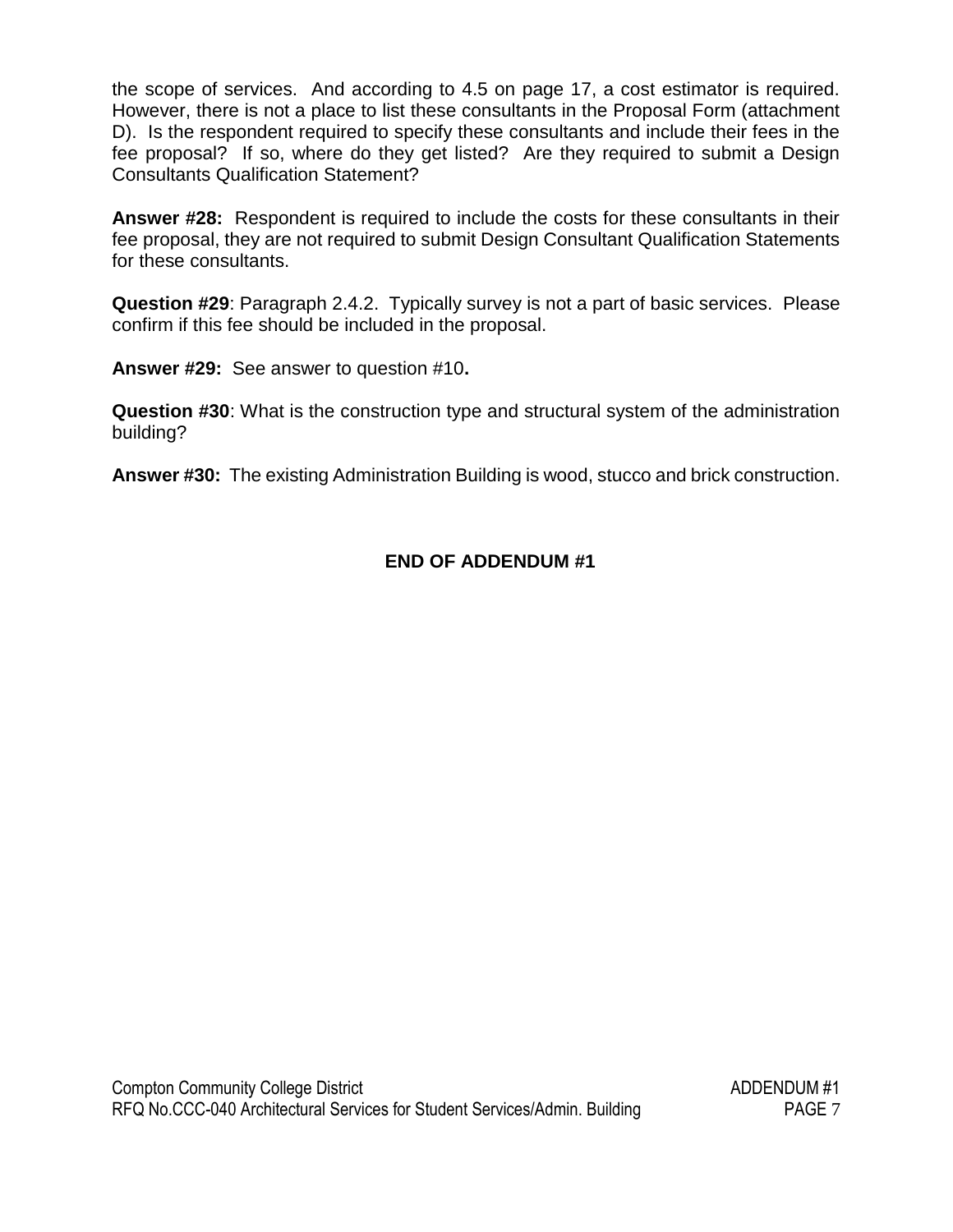the scope of services. And according to 4.5 on page 17, a cost estimator is required. However, there is not a place to list these consultants in the Proposal Form (attachment D). Is the respondent required to specify these consultants and include their fees in the fee proposal? If so, where do they get listed? Are they required to submit a Design Consultants Qualification Statement?

**Answer #28:** Respondent is required to include the costs for these consultants in their fee proposal, they are not required to submit Design Consultant Qualification Statements for these consultants.

**Question #29**: Paragraph 2.4.2. Typically survey is not a part of basic services. Please confirm if this fee should be included in the proposal.

**Answer #29:** See answer to question #10**.**

**Question #30**: What is the construction type and structural system of the administration building?

**Answer #30:** The existing Administration Building is wood, stucco and brick construction.

**END OF ADDENDUM #1**